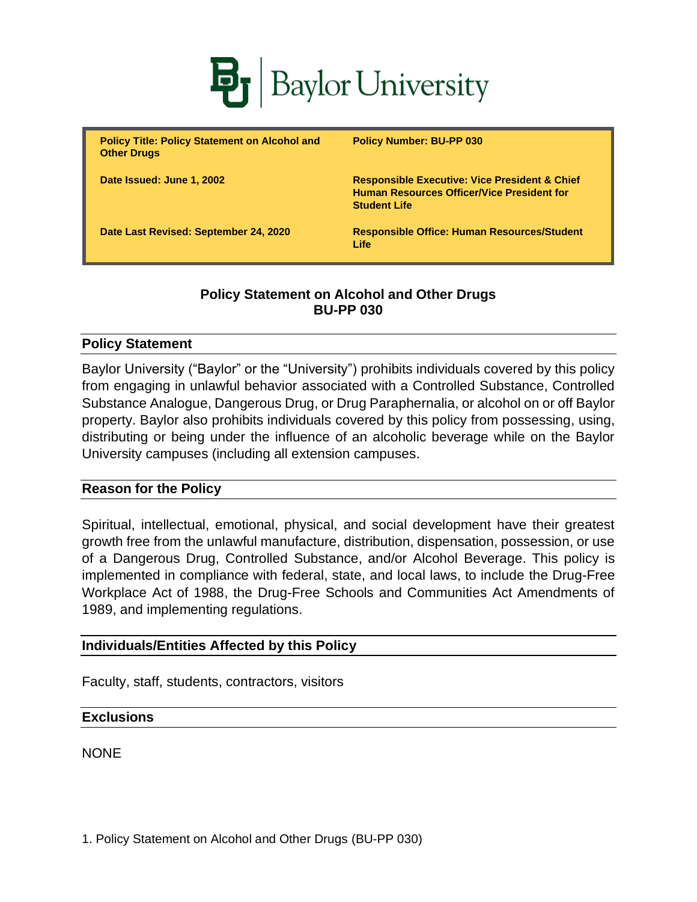Baylor University

| Policy Title: Policy Statement on Alcohol and Other Drugs | Policy Number: BU-PP 030 |
| --- | --- |
| Date Issued: June 1, 2002 | Responsible Executive: Vice President & Chief Human Resources Officer/Vice President for Student Life |
| Date Last Revised: September 24, 2020 | Responsible Office: Human Resources/Student Life |

# Policy Statement on Alcohol and Other Drugs
# BU-PP 030

## Policy Statement

Baylor University ("Baylor" or the "University") prohibits individuals covered by this policy from engaging in unlawful behavior associated with a Controlled Substance, Controlled Substance Analogue, Dangerous Drug, or Drug Paraphernalia, or alcohol on or off Baylor property. Baylor also prohibits individuals covered by this policy from possessing, using, distributing or being under the influence of an alcoholic beverage while on the Baylor University campuses (including all extension campuses.

## Reason for the Policy

Spiritual, intellectual, emotional, physical, and social development have their greatest growth free from the unlawful manufacture, distribution, dispensation, possession, or use of a Dangerous Drug, Controlled Substance, and/or Alcohol Beverage. This policy is implemented in compliance with federal, state, and local laws, to include the Drug-Free Workplace Act of 1988, the Drug-Free Schools and Communities Act Amendments of 1989, and implementing regulations.

## Individuals/Entities Affected by this Policy

Faculty, staff, students, contractors, visitors

## Exclusions

NONE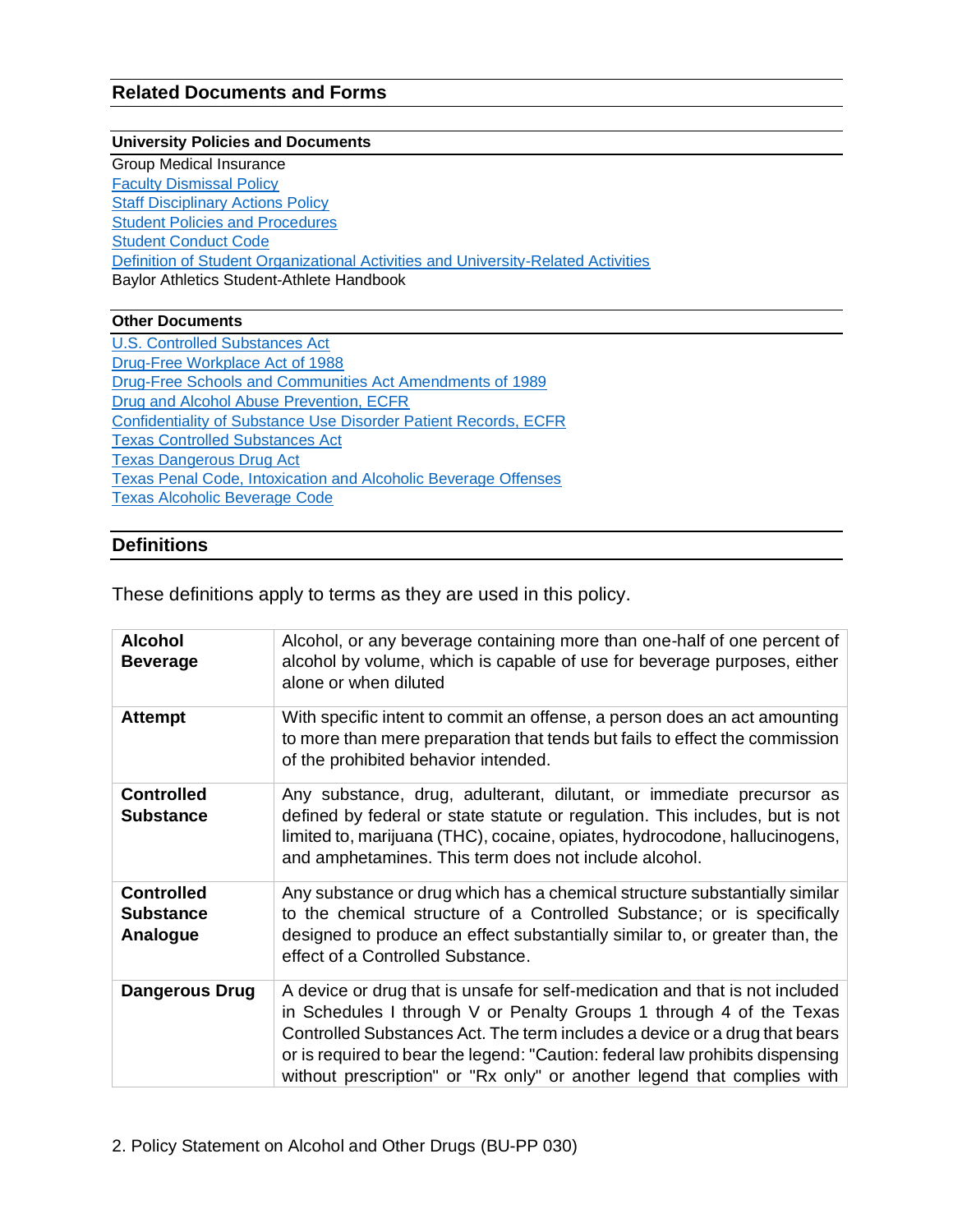## Related Documents and Forms

### University Policies and Documents

Group Medical Insurance
Faculty Dismissal Policy
Staff Disciplinary Actions Policy
Student Policies and Procedures
Student Conduct Code
Definition of Student Organizational Activities and University-Related Activities
Baylor Athletics Student-Athlete Handbook

### Other Documents

U.S. Controlled Substances Act
Drug-Free Workplace Act of 1988
Drug-Free Schools and Communities Act Amendments of 1989
Drug and Alcohol Abuse Prevention, ECFR
Confidentiality of Substance Use Disorder Patient Records, ECFR
Texas Controlled Substances Act
Texas Dangerous Drug Act
Texas Penal Code, Intoxication and Alcoholic Beverage Offenses
Texas Alcoholic Beverage Code

## Definitions

These definitions apply to terms as they are used in this policy.

| | |
|---|---|
| **Alcohol Beverage** | Alcohol, or any beverage containing more than one-half of one percent of alcohol by volume, which is capable of use for beverage purposes, either alone or when diluted |
| **Attempt** | With specific intent to commit an offense, a person does an act amounting to more than mere preparation that tends but fails to effect the commission of the prohibited behavior intended. |
| **Controlled Substance** | Any substance, drug, adulterant, dilutant, or immediate precursor as defined by federal or state statute or regulation. This includes, but is not limited to, marijuana (THC), cocaine, opiates, hydrocodone, hallucinogens, and amphetamines. This term does not include alcohol. |
| **Controlled Substance Analogue** | Any substance or drug which has a chemical structure substantially similar to the chemical structure of a Controlled Substance; or is specifically designed to produce an effect substantially similar to, or greater than, the effect of a Controlled Substance. |
| **Dangerous Drug** | A device or drug that is unsafe for self-medication and that is not included in Schedules I through V or Penalty Groups 1 through 4 of the Texas Controlled Substances Act. The term includes a device or a drug that bears or is required to bear the legend: "Caution: federal law prohibits dispensing without prescription" or "Rx only" or another legend that complies with |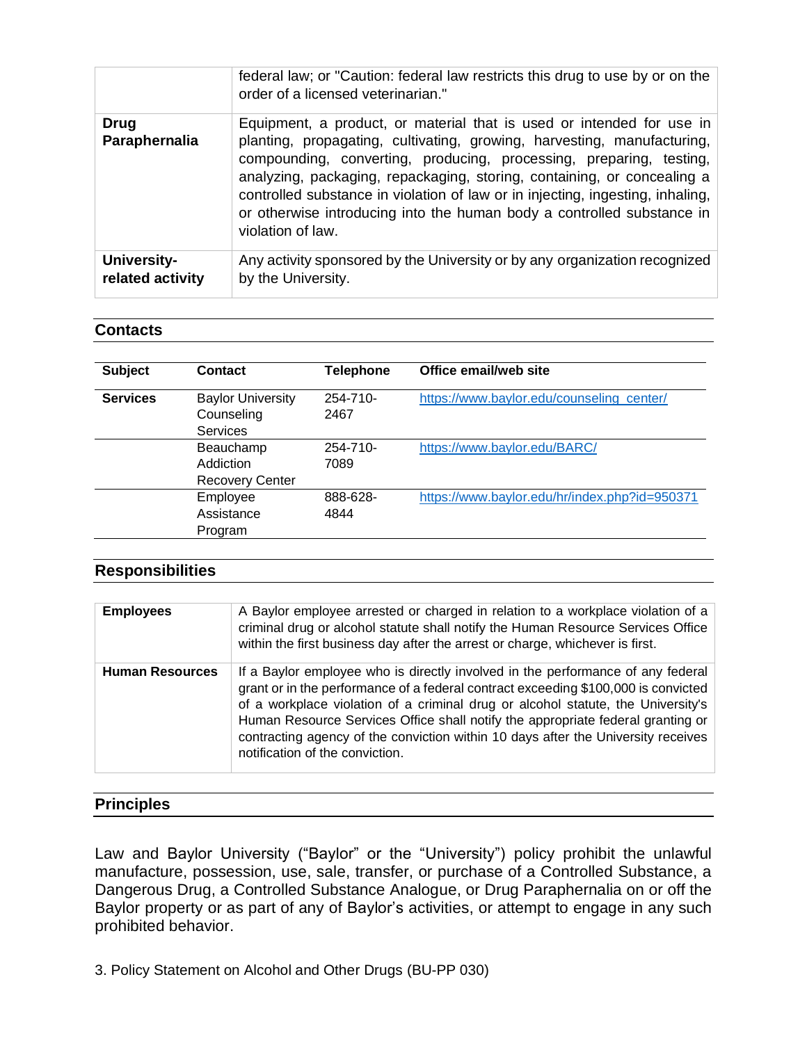|  |  |
|---|---|
|  | federal law; or "Caution: federal law restricts this drug to use by or on the order of a licensed veterinarian." |
| **Drug Paraphernalia** | Equipment, a product, or material that is used or intended for use in planting, propagating, cultivating, growing, harvesting, manufacturing, compounding, converting, producing, processing, preparing, testing, analyzing, packaging, repackaging, storing, containing, or concealing a controlled substance in violation of law or in injecting, ingesting, inhaling, or otherwise introducing into the human body a controlled substance in violation of law. |
| **University-related activity** | Any activity sponsored by the University or by any organization recognized by the University. |

## Contacts

| Subject | Contact | Telephone | Office email/web site |
|---|---|---|---|
| **Services** | Baylor University Counseling Services | 254-710-2467 | https://www.baylor.edu/counseling_center/ |
|  | Beauchamp Addiction Recovery Center | 254-710-7089 | https://www.baylor.edu/BARC/ |
|  | Employee Assistance Program | 888-628-4844 | https://www.baylor.edu/hr/index.php?id=950371 |

## Responsibilities

|  |  |
|---|---|
| **Employees** | A Baylor employee arrested or charged in relation to a workplace violation of a criminal drug or alcohol statute shall notify the Human Resource Services Office within the first business day after the arrest or charge, whichever is first. |
| **Human Resources** | If a Baylor employee who is directly involved in the performance of any federal grant or in the performance of a federal contract exceeding $100,000 is convicted of a workplace violation of a criminal drug or alcohol statute, the University's Human Resource Services Office shall notify the appropriate federal granting or contracting agency of the conviction within 10 days after the University receives notification of the conviction. |

## Principles

Law and Baylor University ("Baylor" or the "University") policy prohibit the unlawful manufacture, possession, use, sale, transfer, or purchase of a Controlled Substance, a Dangerous Drug, a Controlled Substance Analogue, or Drug Paraphernalia on or off the Baylor property or as part of any of Baylor's activities, or attempt to engage in any such prohibited behavior.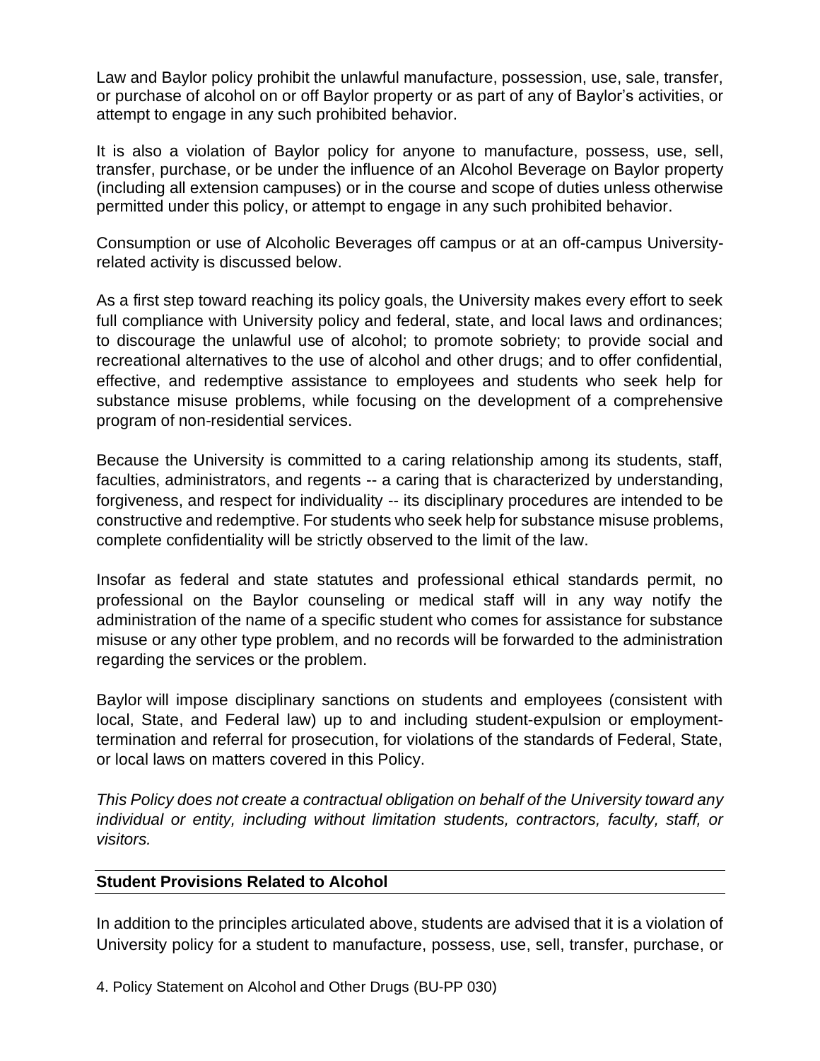Law and Baylor policy prohibit the unlawful manufacture, possession, use, sale, transfer, or purchase of alcohol on or off Baylor property or as part of any of Baylor's activities, or attempt to engage in any such prohibited behavior.

It is also a violation of Baylor policy for anyone to manufacture, possess, use, sell, transfer, purchase, or be under the influence of an Alcohol Beverage on Baylor property (including all extension campuses) or in the course and scope of duties unless otherwise permitted under this policy, or attempt to engage in any such prohibited behavior.

Consumption or use of Alcoholic Beverages off campus or at an off-campus University-related activity is discussed below.

As a first step toward reaching its policy goals, the University makes every effort to seek full compliance with University policy and federal, state, and local laws and ordinances; to discourage the unlawful use of alcohol; to promote sobriety; to provide social and recreational alternatives to the use of alcohol and other drugs; and to offer confidential, effective, and redemptive assistance to employees and students who seek help for substance misuse problems, while focusing on the development of a comprehensive program of non-residential services.

Because the University is committed to a caring relationship among its students, staff, faculties, administrators, and regents -- a caring that is characterized by understanding, forgiveness, and respect for individuality -- its disciplinary procedures are intended to be constructive and redemptive. For students who seek help for substance misuse problems, complete confidentiality will be strictly observed to the limit of the law.

Insofar as federal and state statutes and professional ethical standards permit, no professional on the Baylor counseling or medical staff will in any way notify the administration of the name of a specific student who comes for assistance for substance misuse or any other type problem, and no records will be forwarded to the administration regarding the services or the problem.

Baylor will impose disciplinary sanctions on students and employees (consistent with local, State, and Federal law) up to and including student-expulsion or employment-termination and referral for prosecution, for violations of the standards of Federal, State, or local laws on matters covered in this Policy.

*This Policy does not create a contractual obligation on behalf of the University toward any individual or entity, including without limitation students, contractors, faculty, staff, or visitors.*

## Student Provisions Related to Alcohol

In addition to the principles articulated above, students are advised that it is a violation of University policy for a student to manufacture, possess, use, sell, transfer, purchase, or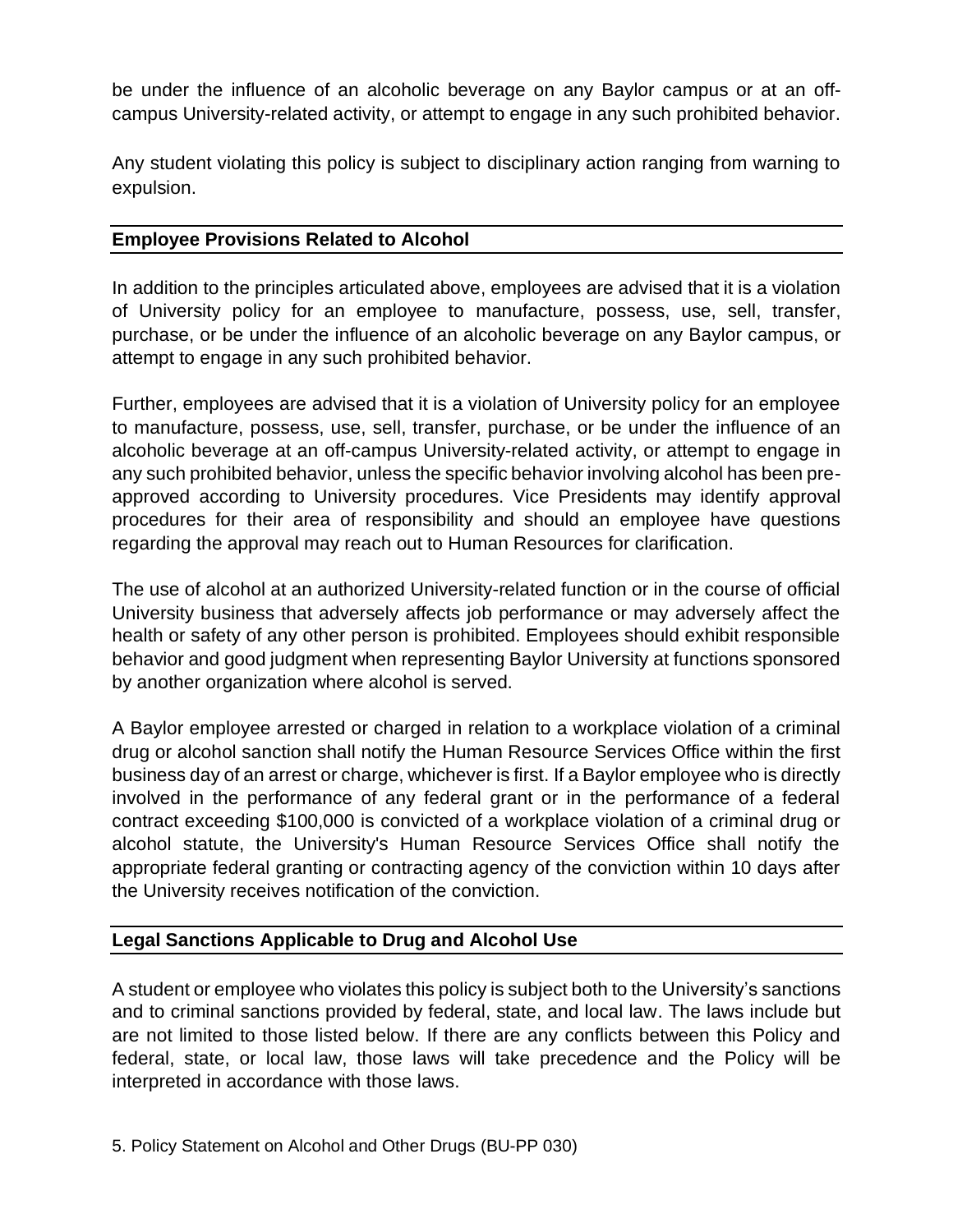be under the influence of an alcoholic beverage on any Baylor campus or at an off-campus University-related activity, or attempt to engage in any such prohibited behavior.

Any student violating this policy is subject to disciplinary action ranging from warning to expulsion.

## Employee Provisions Related to Alcohol

In addition to the principles articulated above, employees are advised that it is a violation of University policy for an employee to manufacture, possess, use, sell, transfer, purchase, or be under the influence of an alcoholic beverage on any Baylor campus, or attempt to engage in any such prohibited behavior.

Further, employees are advised that it is a violation of University policy for an employee to manufacture, possess, use, sell, transfer, purchase, or be under the influence of an alcoholic beverage at an off-campus University-related activity, or attempt to engage in any such prohibited behavior, unless the specific behavior involving alcohol has been pre-approved according to University procedures. Vice Presidents may identify approval procedures for their area of responsibility and should an employee have questions regarding the approval may reach out to Human Resources for clarification.

The use of alcohol at an authorized University-related function or in the course of official University business that adversely affects job performance or may adversely affect the health or safety of any other person is prohibited. Employees should exhibit responsible behavior and good judgment when representing Baylor University at functions sponsored by another organization where alcohol is served.

A Baylor employee arrested or charged in relation to a workplace violation of a criminal drug or alcohol sanction shall notify the Human Resource Services Office within the first business day of an arrest or charge, whichever is first. If a Baylor employee who is directly involved in the performance of any federal grant or in the performance of a federal contract exceeding $100,000 is convicted of a workplace violation of a criminal drug or alcohol statute, the University's Human Resource Services Office shall notify the appropriate federal granting or contracting agency of the conviction within 10 days after the University receives notification of the conviction.

## Legal Sanctions Applicable to Drug and Alcohol Use

A student or employee who violates this policy is subject both to the University's sanctions and to criminal sanctions provided by federal, state, and local law. The laws include but are not limited to those listed below. If there are any conflicts between this Policy and federal, state, or local law, those laws will take precedence and the Policy will be interpreted in accordance with those laws.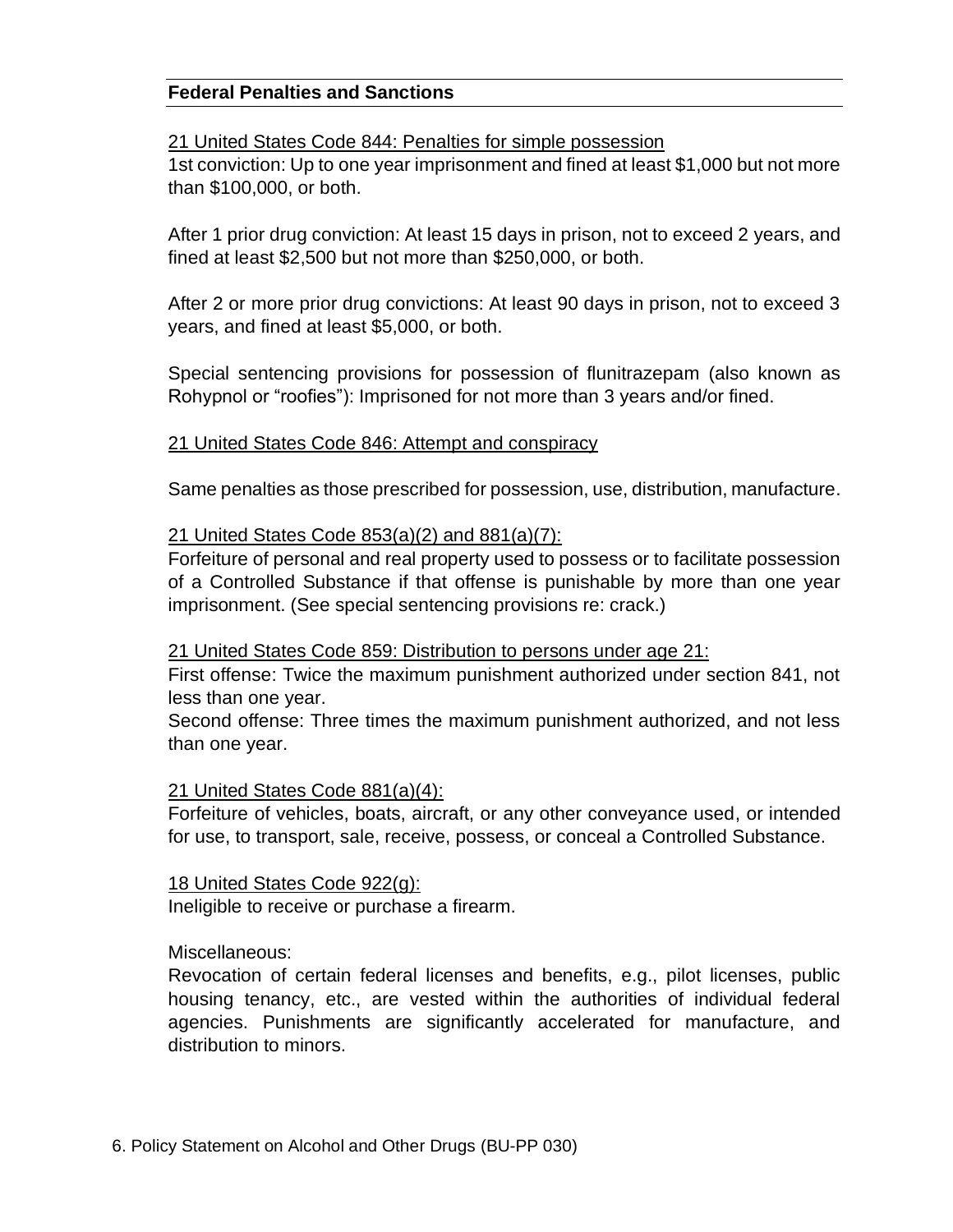**Federal Penalties and Sanctions**

21 United States Code 844: Penalties for simple possession

1st conviction: Up to one year imprisonment and fined at least $1,000 but not more than $100,000, or both.

After 1 prior drug conviction: At least 15 days in prison, not to exceed 2 years, and fined at least $2,500 but not more than $250,000, or both.

After 2 or more prior drug convictions: At least 90 days in prison, not to exceed 3 years, and fined at least $5,000, or both.

Special sentencing provisions for possession of flunitrazepam (also known as Rohypnol or "roofies"): Imprisoned for not more than 3 years and/or fined.

21 United States Code 846: Attempt and conspiracy

Same penalties as those prescribed for possession, use, distribution, manufacture.

21 United States Code 853(a)(2) and 881(a)(7):

Forfeiture of personal and real property used to possess or to facilitate possession of a Controlled Substance if that offense is punishable by more than one year imprisonment. (See special sentencing provisions re: crack.)

21 United States Code 859: Distribution to persons under age 21:

First offense: Twice the maximum punishment authorized under section 841, not less than one year.

Second offense: Three times the maximum punishment authorized, and not less than one year.

21 United States Code 881(a)(4):

Forfeiture of vehicles, boats, aircraft, or any other conveyance used, or intended for use, to transport, sale, receive, possess, or conceal a Controlled Substance.

18 United States Code 922(g):

Ineligible to receive or purchase a firearm.

Miscellaneous:

Revocation of certain federal licenses and benefits, e.g., pilot licenses, public housing tenancy, etc., are vested within the authorities of individual federal agencies. Punishments are significantly accelerated for manufacture, and distribution to minors.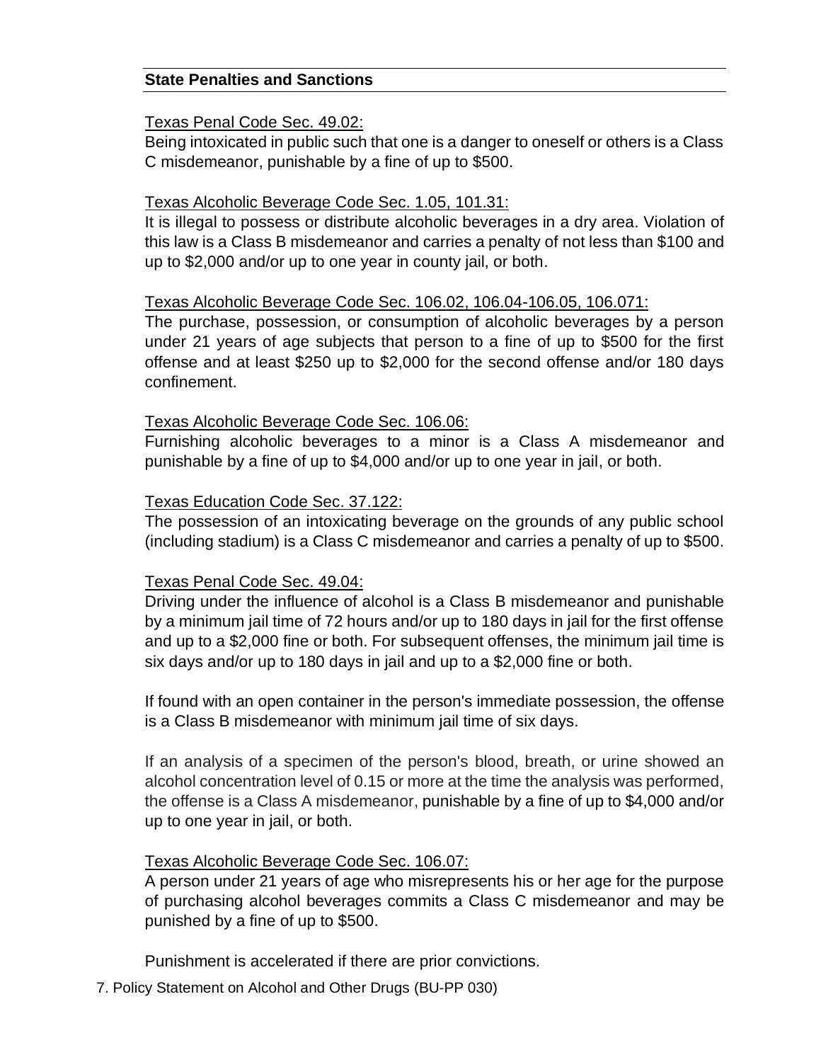## State Penalties and Sanctions

Texas Penal Code Sec. 49.02:

Being intoxicated in public such that one is a danger to oneself or others is a Class C misdemeanor, punishable by a fine of up to $500.

Texas Alcoholic Beverage Code Sec. 1.05, 101.31:

It is illegal to possess or distribute alcoholic beverages in a dry area. Violation of this law is a Class B misdemeanor and carries a penalty of not less than $100 and up to $2,000 and/or up to one year in county jail, or both.

Texas Alcoholic Beverage Code Sec. 106.02, 106.04-106.05, 106.071:

The purchase, possession, or consumption of alcoholic beverages by a person under 21 years of age subjects that person to a fine of up to $500 for the first offense and at least $250 up to $2,000 for the second offense and/or 180 days confinement.

Texas Alcoholic Beverage Code Sec. 106.06:

Furnishing alcoholic beverages to a minor is a Class A misdemeanor and punishable by a fine of up to $4,000 and/or up to one year in jail, or both.

Texas Education Code Sec. 37.122:

The possession of an intoxicating beverage on the grounds of any public school (including stadium) is a Class C misdemeanor and carries a penalty of up to $500.

Texas Penal Code Sec. 49.04:

Driving under the influence of alcohol is a Class B misdemeanor and punishable by a minimum jail time of 72 hours and/or up to 180 days in jail for the first offense and up to a $2,000 fine or both. For subsequent offenses, the minimum jail time is six days and/or up to 180 days in jail and up to a $2,000 fine or both.

If found with an open container in the person's immediate possession, the offense is a Class B misdemeanor with minimum jail time of six days.

If an analysis of a specimen of the person's blood, breath, or urine showed an alcohol concentration level of 0.15 or more at the time the analysis was performed, the offense is a Class A misdemeanor, punishable by a fine of up to $4,000 and/or up to one year in jail, or both.

Texas Alcoholic Beverage Code Sec. 106.07:

A person under 21 years of age who misrepresents his or her age for the purpose of purchasing alcohol beverages commits a Class C misdemeanor and may be punished by a fine of up to $500.

Punishment is accelerated if there are prior convictions.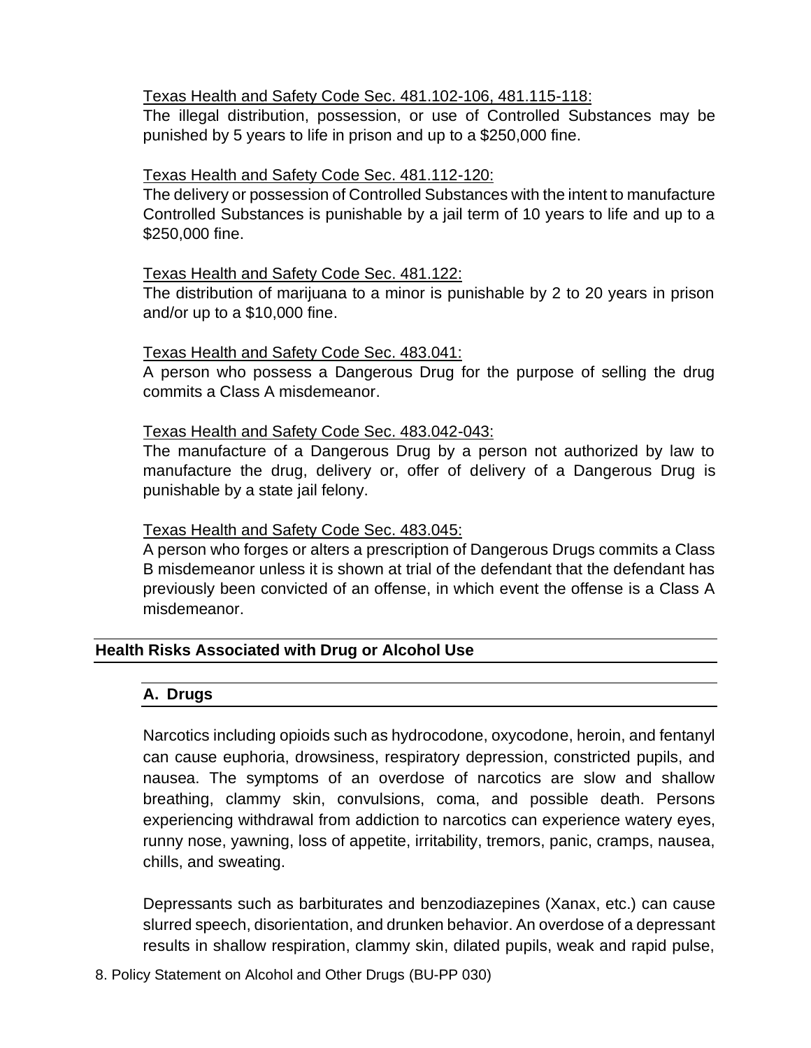Texas Health and Safety Code Sec. 481.102-106, 481.115-118:

The illegal distribution, possession, or use of Controlled Substances may be punished by 5 years to life in prison and up to a $250,000 fine.

Texas Health and Safety Code Sec. 481.112-120:

The delivery or possession of Controlled Substances with the intent to manufacture Controlled Substances is punishable by a jail term of 10 years to life and up to a $250,000 fine.

Texas Health and Safety Code Sec. 481.122:

The distribution of marijuana to a minor is punishable by 2 to 20 years in prison and/or up to a $10,000 fine.

Texas Health and Safety Code Sec. 483.041:

A person who possess a Dangerous Drug for the purpose of selling the drug commits a Class A misdemeanor.

Texas Health and Safety Code Sec. 483.042-043:

The manufacture of a Dangerous Drug by a person not authorized by law to manufacture the drug, delivery or, offer of delivery of a Dangerous Drug is punishable by a state jail felony.

Texas Health and Safety Code Sec. 483.045:

A person who forges or alters a prescription of Dangerous Drugs commits a Class B misdemeanor unless it is shown at trial of the defendant that the defendant has previously been convicted of an offense, in which event the offense is a Class A misdemeanor.

## Health Risks Associated with Drug or Alcohol Use

### A. Drugs

Narcotics including opioids such as hydrocodone, oxycodone, heroin, and fentanyl can cause euphoria, drowsiness, respiratory depression, constricted pupils, and nausea. The symptoms of an overdose of narcotics are slow and shallow breathing, clammy skin, convulsions, coma, and possible death. Persons experiencing withdrawal from addiction to narcotics can experience watery eyes, runny nose, yawning, loss of appetite, irritability, tremors, panic, cramps, nausea, chills, and sweating.

Depressants such as barbiturates and benzodiazepines (Xanax, etc.) can cause slurred speech, disorientation, and drunken behavior. An overdose of a depressant results in shallow respiration, clammy skin, dilated pupils, weak and rapid pulse,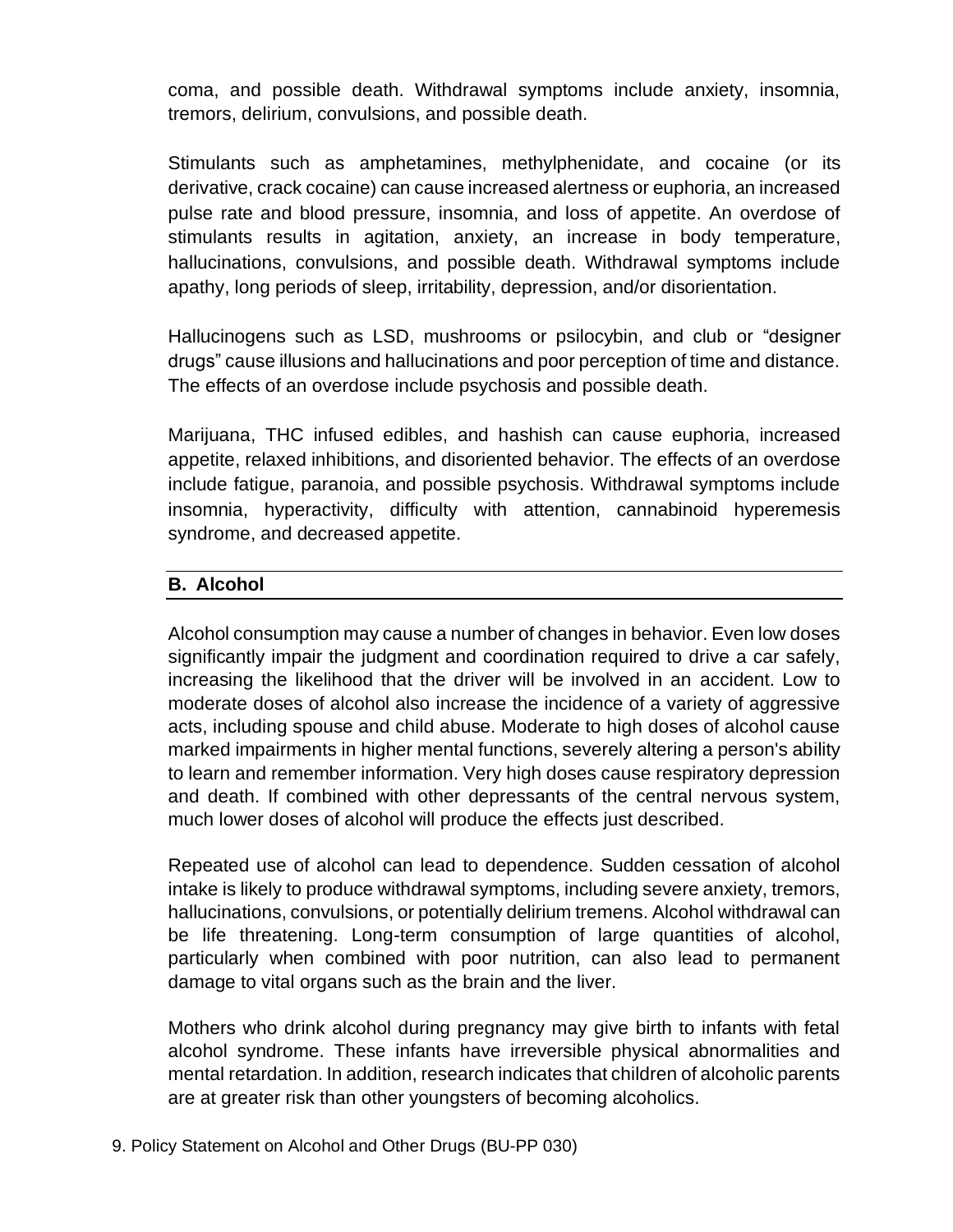coma, and possible death. Withdrawal symptoms include anxiety, insomnia, tremors, delirium, convulsions, and possible death.

Stimulants such as amphetamines, methylphenidate, and cocaine (or its derivative, crack cocaine) can cause increased alertness or euphoria, an increased pulse rate and blood pressure, insomnia, and loss of appetite. An overdose of stimulants results in agitation, anxiety, an increase in body temperature, hallucinations, convulsions, and possible death. Withdrawal symptoms include apathy, long periods of sleep, irritability, depression, and/or disorientation.

Hallucinogens such as LSD, mushrooms or psilocybin, and club or "designer drugs" cause illusions and hallucinations and poor perception of time and distance. The effects of an overdose include psychosis and possible death.

Marijuana, THC infused edibles, and hashish can cause euphoria, increased appetite, relaxed inhibitions, and disoriented behavior. The effects of an overdose include fatigue, paranoia, and possible psychosis. Withdrawal symptoms include insomnia, hyperactivity, difficulty with attention, cannabinoid hyperemesis syndrome, and decreased appetite.

## B. Alcohol

Alcohol consumption may cause a number of changes in behavior. Even low doses significantly impair the judgment and coordination required to drive a car safely, increasing the likelihood that the driver will be involved in an accident. Low to moderate doses of alcohol also increase the incidence of a variety of aggressive acts, including spouse and child abuse. Moderate to high doses of alcohol cause marked impairments in higher mental functions, severely altering a person's ability to learn and remember information. Very high doses cause respiratory depression and death. If combined with other depressants of the central nervous system, much lower doses of alcohol will produce the effects just described.

Repeated use of alcohol can lead to dependence. Sudden cessation of alcohol intake is likely to produce withdrawal symptoms, including severe anxiety, tremors, hallucinations, convulsions, or potentially delirium tremens. Alcohol withdrawal can be life threatening. Long-term consumption of large quantities of alcohol, particularly when combined with poor nutrition, can also lead to permanent damage to vital organs such as the brain and the liver.

Mothers who drink alcohol during pregnancy may give birth to infants with fetal alcohol syndrome. These infants have irreversible physical abnormalities and mental retardation. In addition, research indicates that children of alcoholic parents are at greater risk than other youngsters of becoming alcoholics.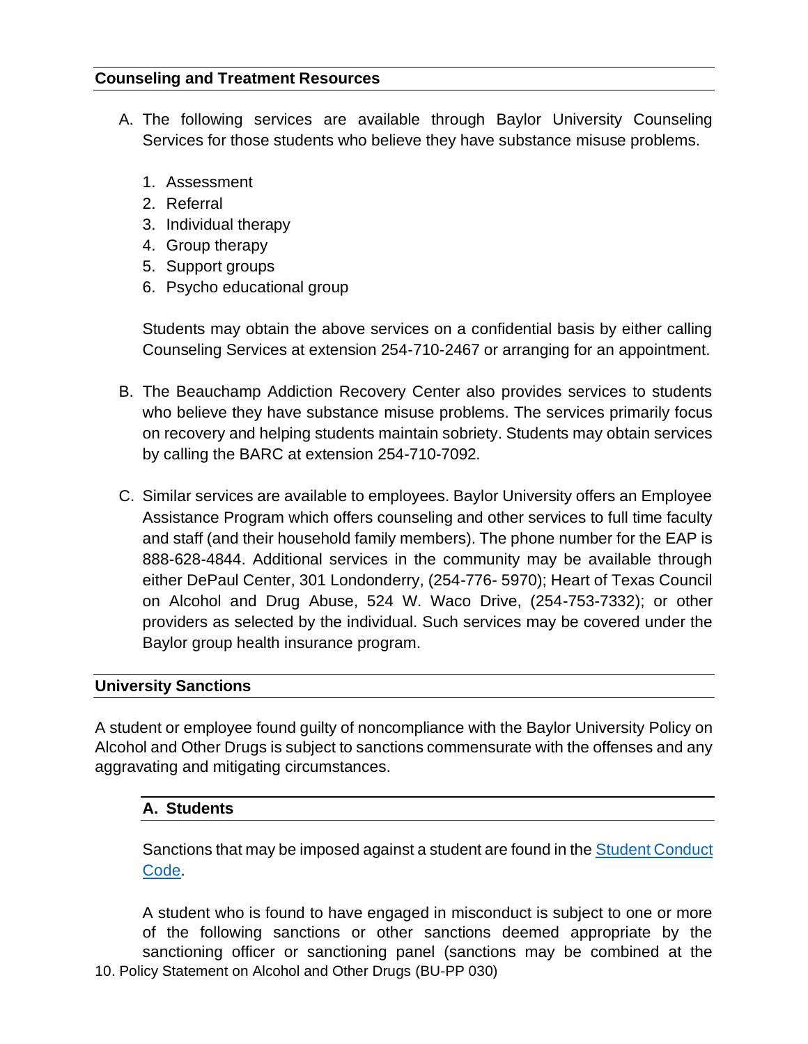## Counseling and Treatment Resources

A. The following services are available through Baylor University Counseling Services for those students who believe they have substance misuse problems.

1. Assessment
2. Referral
3. Individual therapy
4. Group therapy
5. Support groups
6. Psycho educational group

Students may obtain the above services on a confidential basis by either calling Counseling Services at extension 254-710-2467 or arranging for an appointment.

B. The Beauchamp Addiction Recovery Center also provides services to students who believe they have substance misuse problems. The services primarily focus on recovery and helping students maintain sobriety. Students may obtain services by calling the BARC at extension 254-710-7092.

C. Similar services are available to employees. Baylor University offers an Employee Assistance Program which offers counseling and other services to full time faculty and staff (and their household family members). The phone number for the EAP is 888-628-4844. Additional services in the community may be available through either DePaul Center, 301 Londonderry, (254-776- 5970); Heart of Texas Council on Alcohol and Drug Abuse, 524 W. Waco Drive, (254-753-7332); or other providers as selected by the individual. Such services may be covered under the Baylor group health insurance program.

## University Sanctions

A student or employee found guilty of noncompliance with the Baylor University Policy on Alcohol and Other Drugs is subject to sanctions commensurate with the offenses and any aggravating and mitigating circumstances.

### A. Students

Sanctions that may be imposed against a student are found in the [Student Conduct Code](Student Conduct Code).

A student who is found to have engaged in misconduct is subject to one or more of the following sanctions or other sanctions deemed appropriate by the sanctioning officer or sanctioning panel (sanctions may be combined at the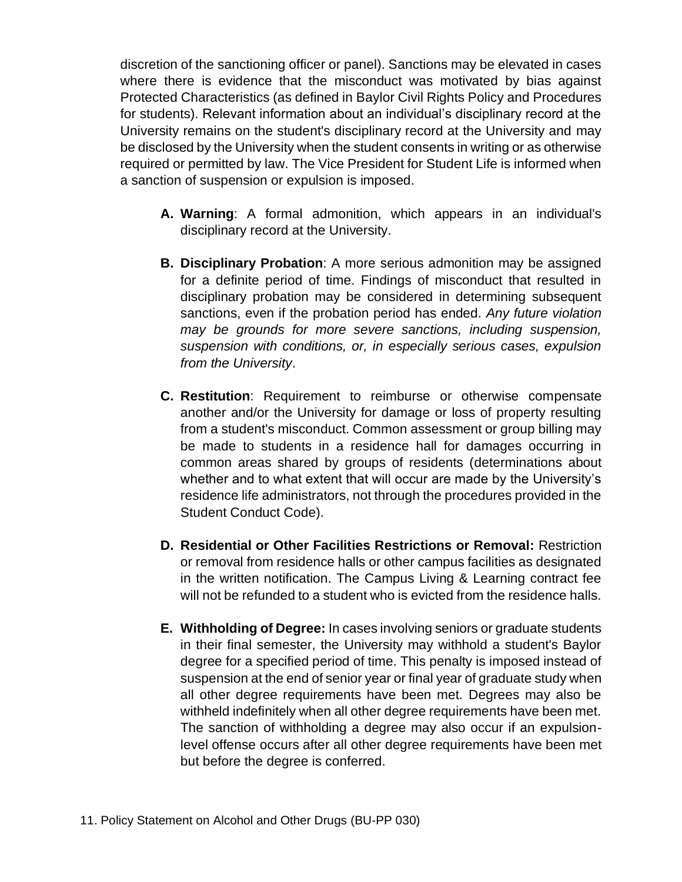discretion of the sanctioning officer or panel). Sanctions may be elevated in cases where there is evidence that the misconduct was motivated by bias against Protected Characteristics (as defined in Baylor Civil Rights Policy and Procedures for students). Relevant information about an individual's disciplinary record at the University remains on the student's disciplinary record at the University and may be disclosed by the University when the student consents in writing or as otherwise required or permitted by law. The Vice President for Student Life is informed when a sanction of suspension or expulsion is imposed.

- **A. Warning**: A formal admonition, which appears in an individual's disciplinary record at the University.
- **B. Disciplinary Probation**: A more serious admonition may be assigned for a definite period of time. Findings of misconduct that resulted in disciplinary probation may be considered in determining subsequent sanctions, even if the probation period has ended. *Any future violation may be grounds for more severe sanctions, including suspension, suspension with conditions, or, in especially serious cases, expulsion from the University*.
- **C. Restitution**: Requirement to reimburse or otherwise compensate another and/or the University for damage or loss of property resulting from a student's misconduct. Common assessment or group billing may be made to students in a residence hall for damages occurring in common areas shared by groups of residents (determinations about whether and to what extent that will occur are made by the University's residence life administrators, not through the procedures provided in the Student Conduct Code).
- **D. Residential or Other Facilities Restrictions or Removal:** Restriction or removal from residence halls or other campus facilities as designated in the written notification. The Campus Living & Learning contract fee will not be refunded to a student who is evicted from the residence halls.
- **E. Withholding of Degree:** In cases involving seniors or graduate students in their final semester, the University may withhold a student's Baylor degree for a specified period of time. This penalty is imposed instead of suspension at the end of senior year or final year of graduate study when all other degree requirements have been met. Degrees may also be withheld indefinitely when all other degree requirements have been met. The sanction of withholding a degree may also occur if an expulsion-level offense occurs after all other degree requirements have been met but before the degree is conferred.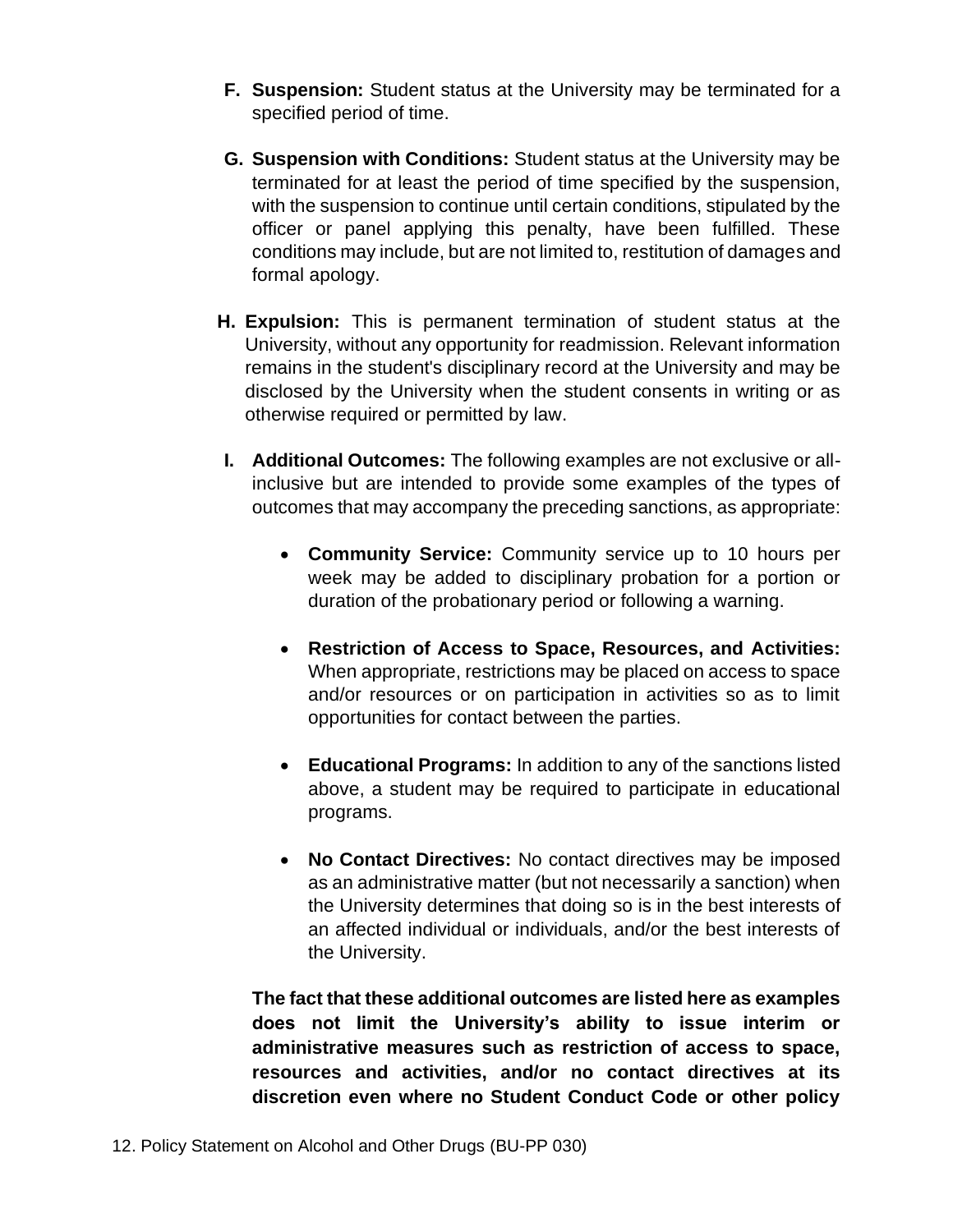F. **Suspension:** Student status at the University may be terminated for a specified period of time.

G. **Suspension with Conditions:** Student status at the University may be terminated for at least the period of time specified by the suspension, with the suspension to continue until certain conditions, stipulated by the officer or panel applying this penalty, have been fulfilled. These conditions may include, but are not limited to, restitution of damages and formal apology.

H. **Expulsion:** This is permanent termination of student status at the University, without any opportunity for readmission. Relevant information remains in the student's disciplinary record at the University and may be disclosed by the University when the student consents in writing or as otherwise required or permitted by law.

I. **Additional Outcomes:** The following examples are not exclusive or all-inclusive but are intended to provide some examples of the types of outcomes that may accompany the preceding sanctions, as appropriate:

- **Community Service:** Community service up to 10 hours per week may be added to disciplinary probation for a portion or duration of the probationary period or following a warning.

- **Restriction of Access to Space, Resources, and Activities:** When appropriate, restrictions may be placed on access to space and/or resources or on participation in activities so as to limit opportunities for contact between the parties.

- **Educational Programs:** In addition to any of the sanctions listed above, a student may be required to participate in educational programs.

- **No Contact Directives:** No contact directives may be imposed as an administrative matter (but not necessarily a sanction) when the University determines that doing so is in the best interests of an affected individual or individuals, and/or the best interests of the University.

**The fact that these additional outcomes are listed here as examples does not limit the University's ability to issue interim or administrative measures such as restriction of access to space, resources and activities, and/or no contact directives at its discretion even where no Student Conduct Code or other policy**

12. Policy Statement on Alcohol and Other Drugs (BU-PP 030)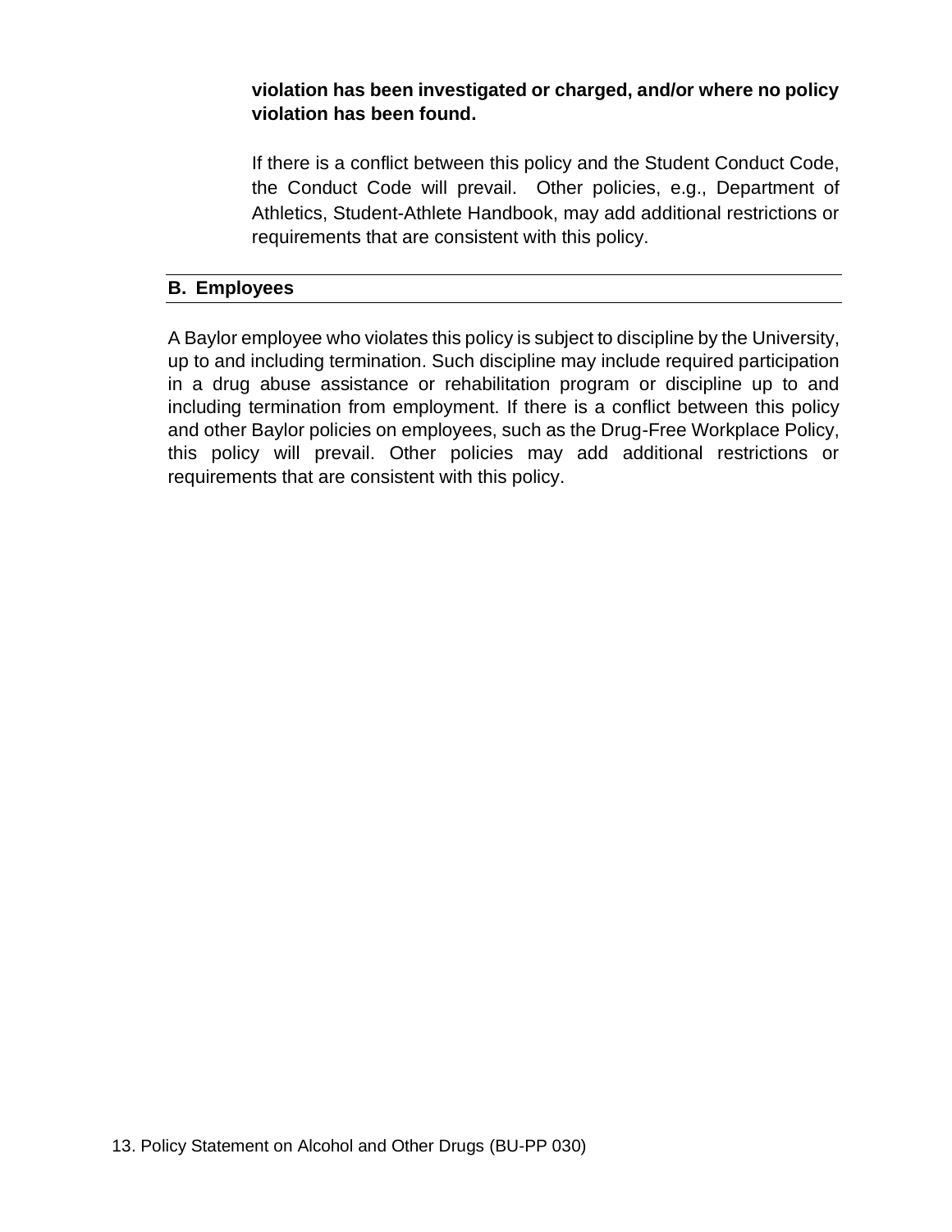**violation has been investigated or charged, and/or where no policy violation has been found.**

If there is a conflict between this policy and the Student Conduct Code, the Conduct Code will prevail. Other policies, e.g., Department of Athletics, Student-Athlete Handbook, may add additional restrictions or requirements that are consistent with this policy.

### B. Employees

A Baylor employee who violates this policy is subject to discipline by the University, up to and including termination. Such discipline may include required participation in a drug abuse assistance or rehabilitation program or discipline up to and including termination from employment. If there is a conflict between this policy and other Baylor policies on employees, such as the Drug-Free Workplace Policy, this policy will prevail. Other policies may add additional restrictions or requirements that are consistent with this policy.